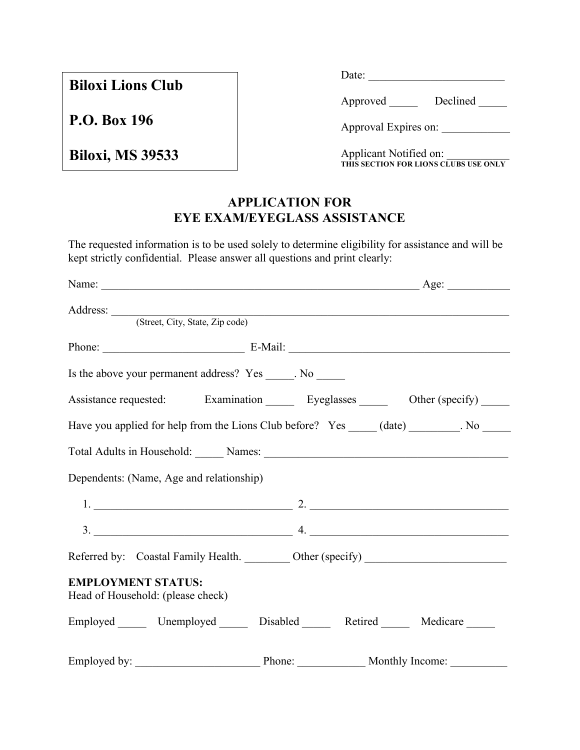**Biloxi Lions Club**

**P.O. Box 196**

**Biloxi, MS 39533**

Date: ________________________

Approved _____ Declined _____

Approval Expires on: ____________

Applicant Notified on: ___________

**THIS SECTION FOR LIONS CLUBS USE ONLY**

## APPLICATION FOR
## EYE EXAM/EYEGLASS ASSISTANCE

The requested information is to be used solely to determine eligibility for assistance and will be kept strictly confidential. Please answer all questions and print clearly:

Name: ___________________________________________________________ Age: ___________

Address: __________________________________________________________________________
(Street, City, State, Zip code)

Phone: _________________________ E-Mail: ________________________________________

Is the above your permanent address? Yes _____. No _____

Assistance requested: Examination _____ Eyeglasses _____ Other (specify) _____

Have you applied for help from the Lions Club before? Yes _____ (date) _________. No _____

Total Adults in Household: _____ Names: ___________________________________________

Dependents: (Name, Age and relationship)

1. ___________________________________ 2. ___________________________________

3. ___________________________________ 4. ___________________________________

Referred by: Coastal Family Health. ________ Other (specify) ________________________

**EMPLOYMENT STATUS:**
Head of Household: (please check)

Employed _____ Unemployed _____ Disabled _____ Retired _____ Medicare _____

Employed by: ______________________ Phone: ____________ Monthly Income: __________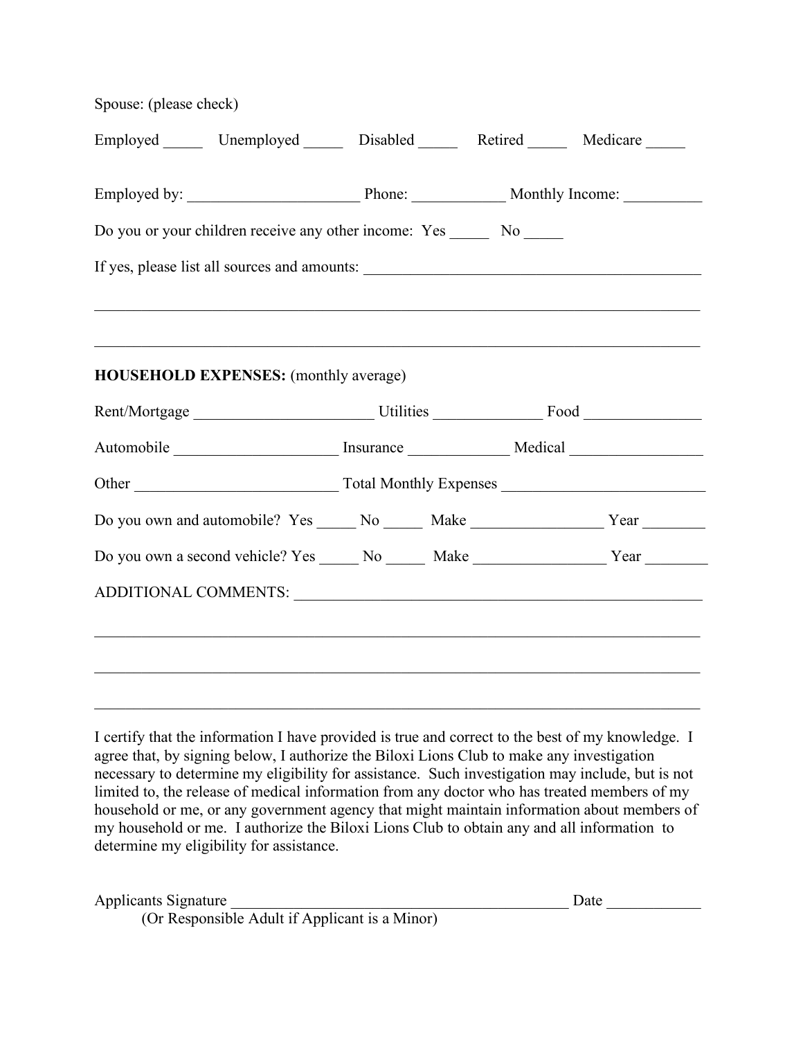Spouse: (please check)

Employed _____ Unemployed _____ Disabled _____ Retired _____ Medicare _____

Employed by: ______________________ Phone: ____________ Monthly Income: __________

Do you or your children receive any other income: Yes _____ No _____

If yes, please list all sources and amounts: ____________________________________________

________________________________________________________________________________

________________________________________________________________________________

**HOUSEHOLD EXPENSES:** (monthly average)

Rent/Mortgage _______________________ Utilities ______________ Food _______________

Automobile ____________________ Insurance _____________ Medical _________________

Other __________________________ Total Monthly Expenses __________________________

Do you own and automobile? Yes _____ No _____ Make _________________ Year ________

Do you own a second vehicle? Yes _____ No _____ Make _________________ Year ________

ADDITIONAL COMMENTS: ______________________________________________________

________________________________________________________________________________

________________________________________________________________________________

________________________________________________________________________________

I certify that the information I have provided is true and correct to the best of my knowledge. I agree that, by signing below, I authorize the Biloxi Lions Club to make any investigation necessary to determine my eligibility for assistance. Such investigation may include, but is not limited to, the release of medical information from any doctor who has treated members of my household or me, or any government agency that might maintain information about members of my household or me. I authorize the Biloxi Lions Club to obtain any and all information to determine my eligibility for assistance.

Applicants Signature _____________________________________________ Date ____________
(Or Responsible Adult if Applicant is a Minor)